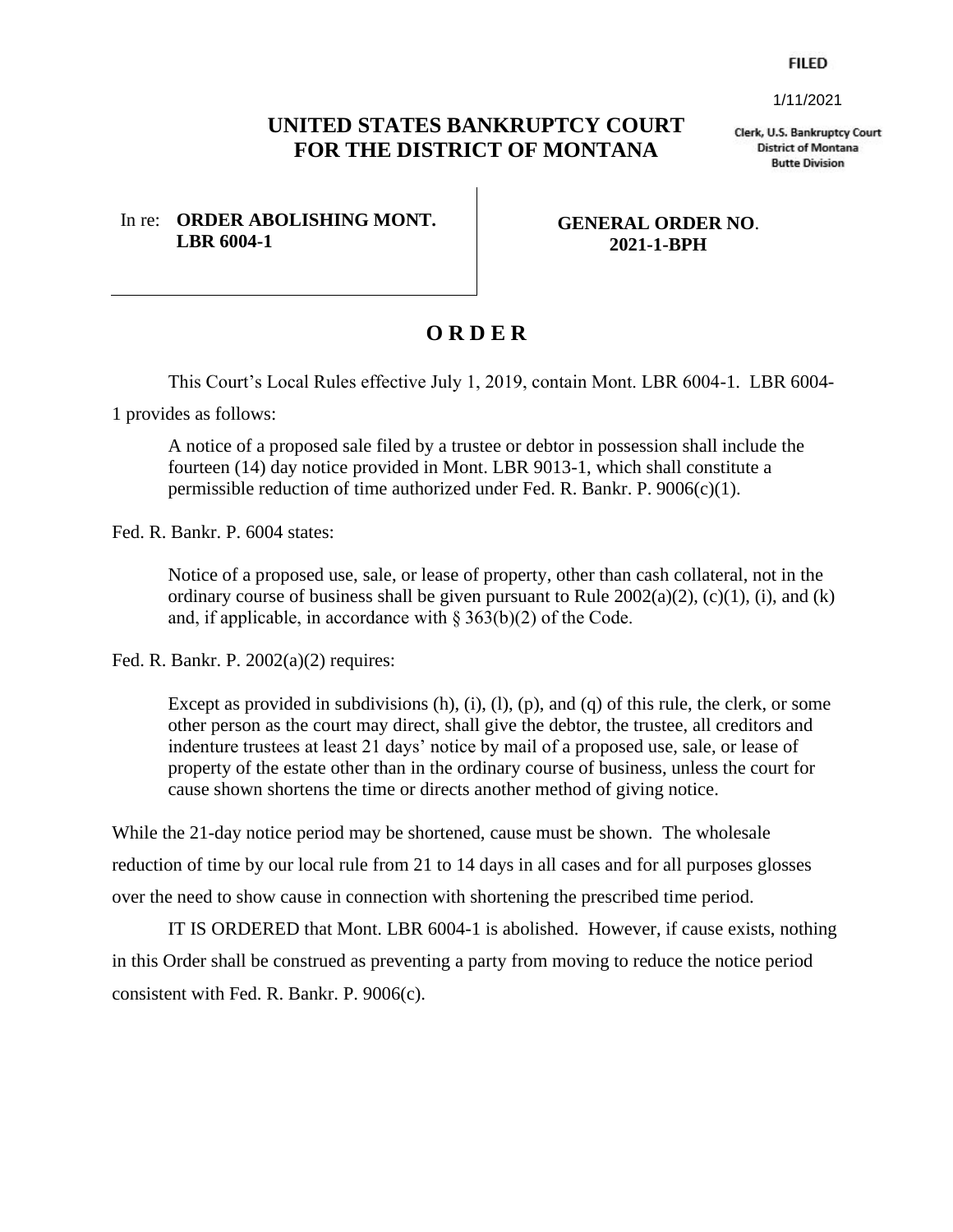FILED

1/11/2021

Clerk, U.S. Bankruptcy Court
District of Montana
Butte Division

# UNITED STATES BANKRUPTCY COURT FOR THE DISTRICT OF MONTANA

In re: **ORDER ABOLISHING MONT. LBR 6004-1**

**GENERAL ORDER NO. 2021-1-BPH**

## O R D E R

This Court's Local Rules effective July 1, 2019, contain Mont. LBR 6004-1. LBR 6004-1 provides as follows:

> A notice of a proposed sale filed by a trustee or debtor in possession shall include the fourteen (14) day notice provided in Mont. LBR 9013-1, which shall constitute a permissible reduction of time authorized under Fed. R. Bankr. P. 9006(c)(1).

Fed. R. Bankr. P. 6004 states:

> Notice of a proposed use, sale, or lease of property, other than cash collateral, not in the ordinary course of business shall be given pursuant to Rule 2002(a)(2), (c)(1), (i), and (k) and, if applicable, in accordance with § 363(b)(2) of the Code.

Fed. R. Bankr. P. 2002(a)(2) requires:

> Except as provided in subdivisions (h), (i), (l), (p), and (q) of this rule, the clerk, or some other person as the court may direct, shall give the debtor, the trustee, all creditors and indenture trustees at least 21 days' notice by mail of a proposed use, sale, or lease of property of the estate other than in the ordinary course of business, unless the court for cause shown shortens the time or directs another method of giving notice.

While the 21-day notice period may be shortened, cause must be shown. The wholesale reduction of time by our local rule from 21 to 14 days in all cases and for all purposes glosses over the need to show cause in connection with shortening the prescribed time period.

IT IS ORDERED that Mont. LBR 6004-1 is abolished. However, if cause exists, nothing in this Order shall be construed as preventing a party from moving to reduce the notice period consistent with Fed. R. Bankr. P. 9006(c).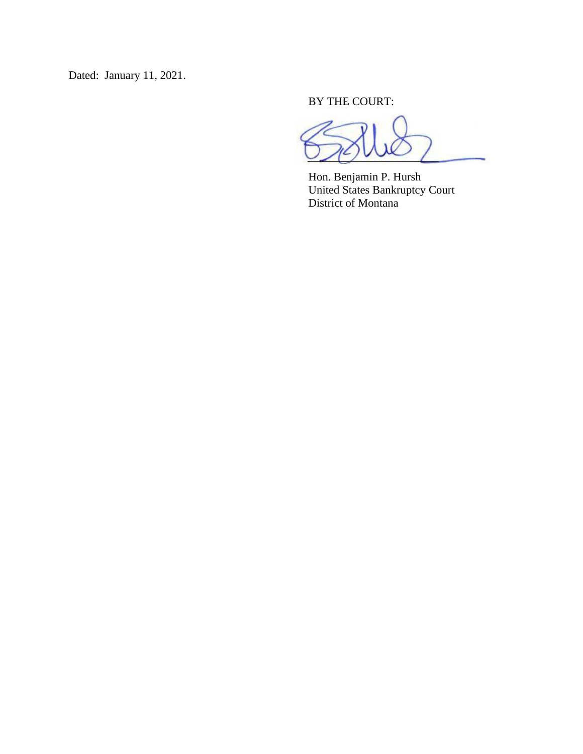Dated: January 11, 2021.

BY THE COURT:

Hon. Benjamin P. Hursh
United States Bankruptcy Court
District of Montana